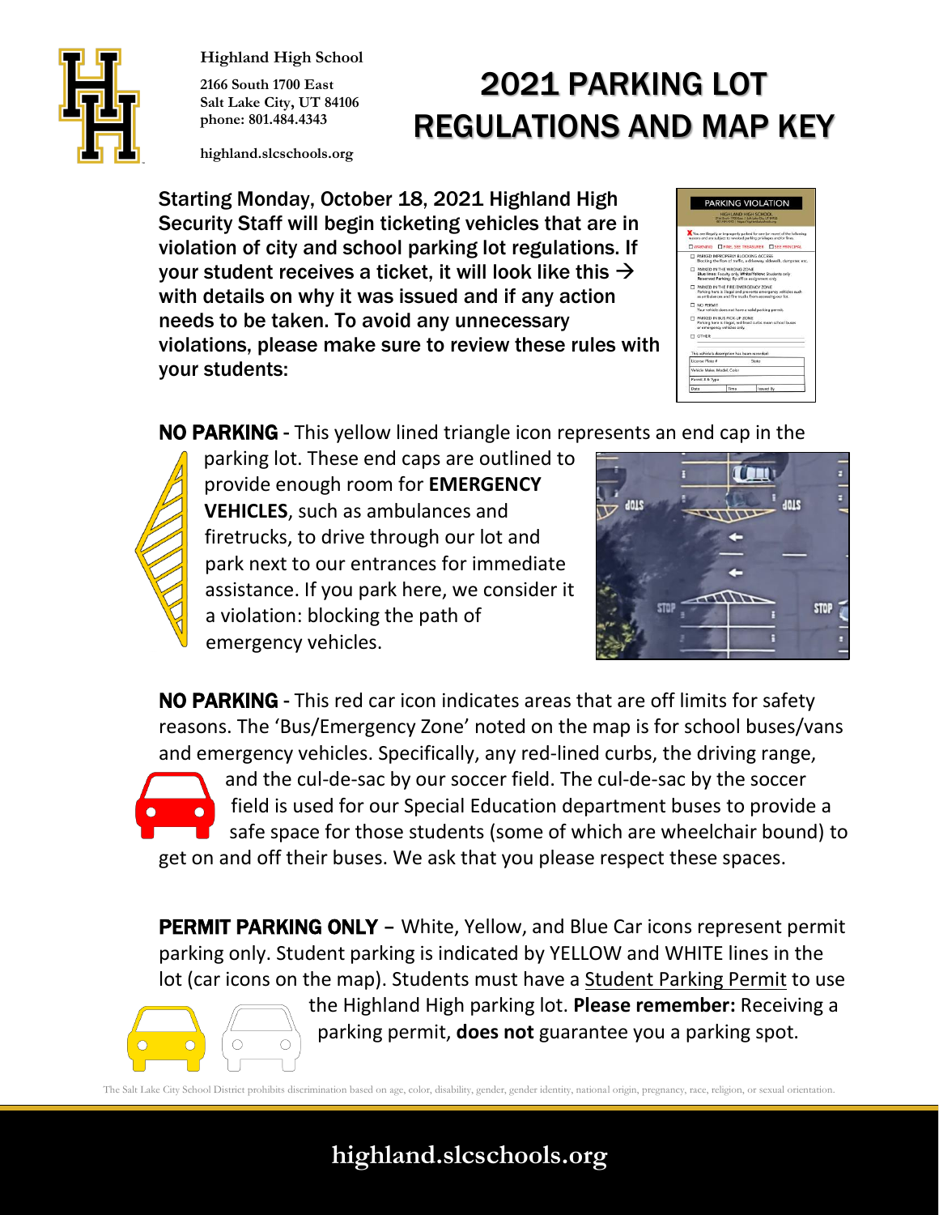**Highland High School**

2166 South 1700 East
Salt Lake City, UT 84106
phone: 801.484.4343

highland.slcschools.org

# 2021 PARKING LOT REGULATIONS AND MAP KEY

**Starting Monday, October 18, 2021 Highland High Security Staff will begin ticketing vehicles that are in violation of city and school parking lot regulations. If your student receives a ticket, it will look like this → with details on why it was issued and if any action needs to be taken. To avoid any unnecessary violations, please make sure to review these rules with your students:**

**NO PARKING** - This yellow lined triangle icon represents an end cap in the parking lot. These end caps are outlined to provide enough room for **EMERGENCY VEHICLES**, such as ambulances and firetrucks, to drive through our lot and park next to our entrances for immediate assistance. If you park here, we consider it a violation: blocking the path of emergency vehicles.

**NO PARKING** - This red car icon indicates areas that are off limits for safety reasons. The 'Bus/Emergency Zone' noted on the map is for school buses/vans and emergency vehicles. Specifically, any red-lined curbs, the driving range, and the cul-de-sac by our soccer field. The cul-de-sac by the soccer field is used for our Special Education department buses to provide a safe space for those students (some of which are wheelchair bound) to get on and off their buses. We ask that you please respect these spaces.

**PERMIT PARKING ONLY** – White, Yellow, and Blue Car icons represent permit parking only. Student parking is indicated by YELLOW and WHITE lines in the lot (car icons on the map). Students must have a Student Parking Permit to use the Highland High parking lot. **Please remember:** Receiving a parking permit, **does not** guarantee you a parking spot.

The Salt Lake City School District prohibits discrimination based on age, color, disability, gender, gender identity, national origin, pregnancy, race, religion, or sexual orientation.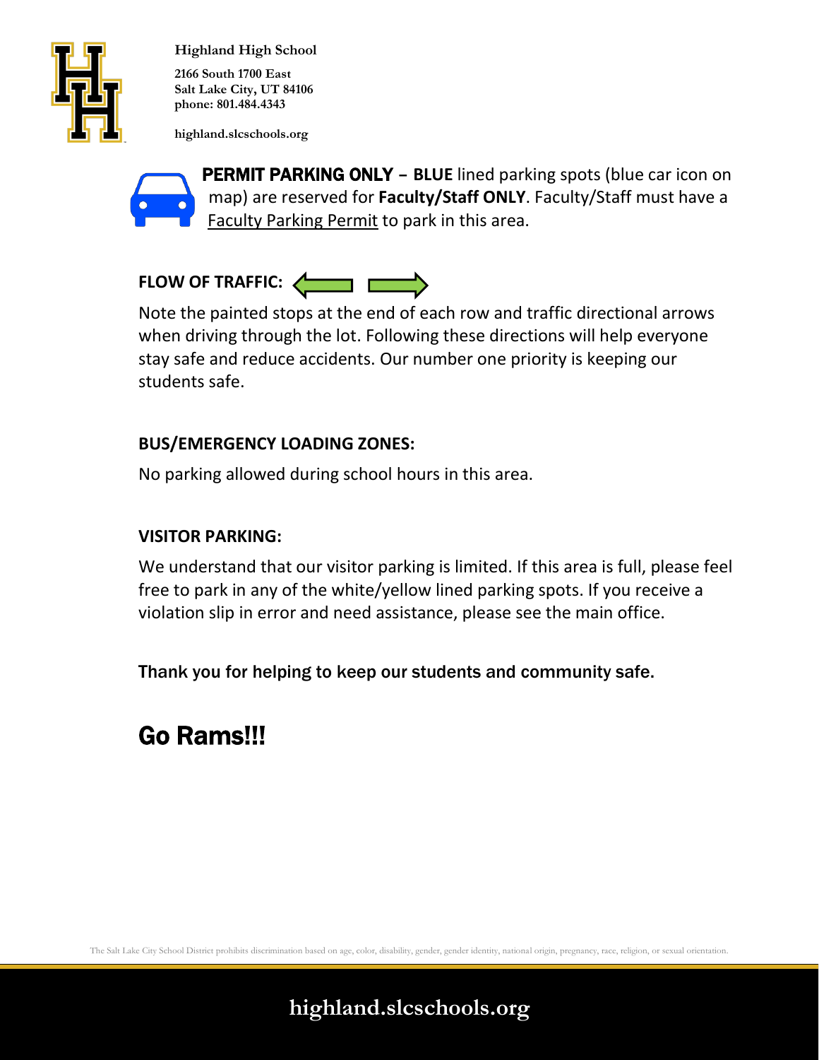**Highland High School**

**2166 South 1700 East**
**Salt Lake City, UT 84106**
**phone: 801.484.4343**

**highland.slcschools.org**

**PERMIT PARKING ONLY** – **BLUE** lined parking spots (blue car icon on map) are reserved for **Faculty/Staff ONLY**. Faculty/Staff must have a Faculty Parking Permit to park in this area.

**FLOW OF TRAFFIC:**

Note the painted stops at the end of each row and traffic directional arrows when driving through the lot. Following these directions will help everyone stay safe and reduce accidents. Our number one priority is keeping our students safe.

**BUS/EMERGENCY LOADING ZONES:**

No parking allowed during school hours in this area.

**VISITOR PARKING:**

We understand that our visitor parking is limited. If this area is full, please feel free to park in any of the white/yellow lined parking spots. If you receive a violation slip in error and need assistance, please see the main office.

Thank you for helping to keep our students and community safe.

# Go Rams!!!

The Salt Lake City School District prohibits discrimination based on age, color, disability, gender, gender identity, national origin, pregnancy, race, religion, or sexual orientation.

**highland.slcschools.org**